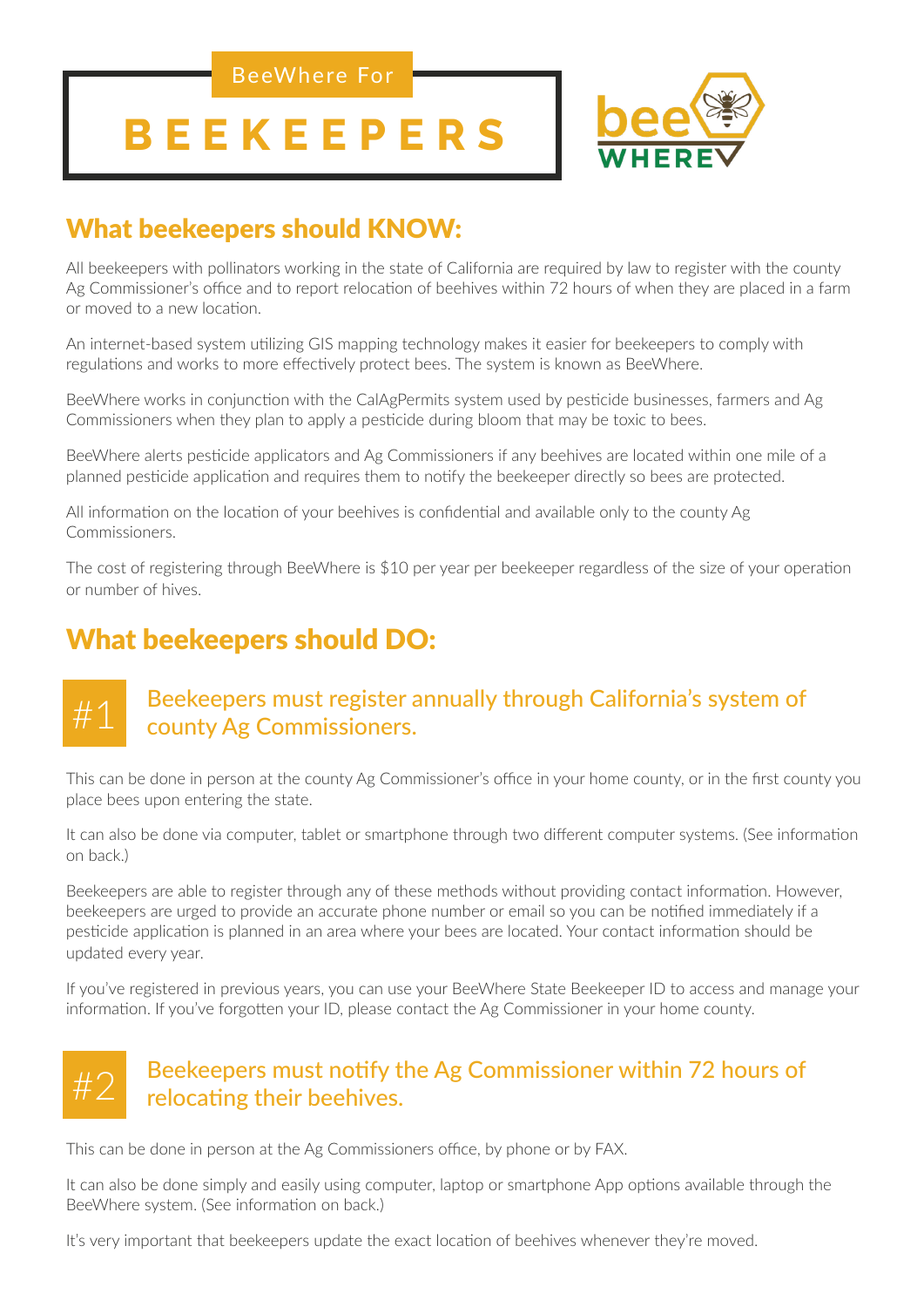BeeWhere For

# BEEKEEPERS

bee WHERE

## What beekeepers should KNOW:

All beekeepers with pollinators working in the state of California are required by law to register with the county Ag Commissioner's office and to report relocation of beehives within 72 hours of when they are placed in a farm or moved to a new location.

An internet-based system utilizing GIS mapping technology makes it easier for beekeepers to comply with regulations and works to more effectively protect bees. The system is known as BeeWhere.

BeeWhere works in conjunction with the CalAgPermits system used by pesticide businesses, farmers and Ag Commissioners when they plan to apply a pesticide during bloom that may be toxic to bees.

BeeWhere alerts pesticide applicators and Ag Commissioners if any beehives are located within one mile of a planned pesticide application and requires them to notify the beekeeper directly so bees are protected.

All information on the location of your beehives is confidential and available only to the county Ag Commissioners.

The cost of registering through BeeWhere is $10 per year per beekeeper regardless of the size of your operation or number of hives.

## What beekeepers should DO:

### #1 Beekeepers must register annually through California's system of county Ag Commissioners.

This can be done in person at the county Ag Commissioner's office in your home county, or in the first county you place bees upon entering the state.

It can also be done via computer, tablet or smartphone through two different computer systems. (See information on back.)

Beekeepers are able to register through any of these methods without providing contact information. However, beekeepers are urged to provide an accurate phone number or email so you can be notified immediately if a pesticide application is planned in an area where your bees are located. Your contact information should be updated every year.

If you've registered in previous years, you can use your BeeWhere State Beekeeper ID to access and manage your information. If you've forgotten your ID, please contact the Ag Commissioner in your home county.

### #2 Beekeepers must notify the Ag Commissioner within 72 hours of relocating their beehives.

This can be done in person at the Ag Commissioners office, by phone or by FAX.

It can also be done simply and easily using computer, laptop or smartphone App options available through the BeeWhere system. (See information on back.)

It's very important that beekeepers update the exact location of beehives whenever they're moved.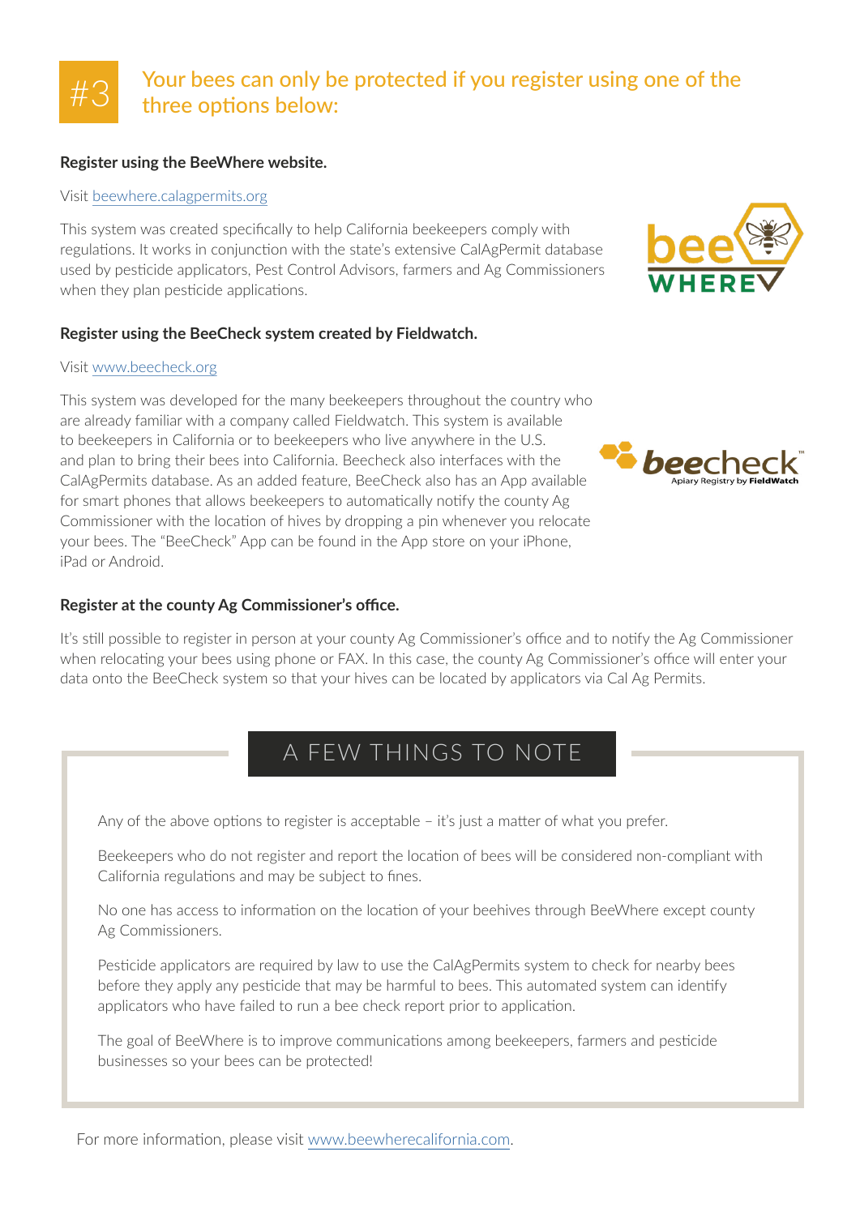## #3 Your bees can only be protected if you register using one of the three options below:

**Register using the BeeWhere website.**

Visit beewhere.calagpermits.org

This system was created specifically to help California beekeepers comply with regulations. It works in conjunction with the state's extensive CalAgPermit database used by pesticide applicators, Pest Control Advisors, farmers and Ag Commissioners when they plan pesticide applications.

**Register using the BeeCheck system created by Fieldwatch.**

Visit www.beecheck.org

This system was developed for the many beekeepers throughout the country who are already familiar with a company called Fieldwatch. This system is available to beekeepers in California or to beekeepers who live anywhere in the U.S. and plan to bring their bees into California. Beecheck also interfaces with the CalAgPermits database. As an added feature, BeeCheck also has an App available for smart phones that allows beekeepers to automatically notify the county Ag Commissioner with the location of hives by dropping a pin whenever you relocate your bees. The "BeeCheck" App can be found in the App store on your iPhone, iPad or Android.

**Register at the county Ag Commissioner's office.**

It's still possible to register in person at your county Ag Commissioner's office and to notify the Ag Commissioner when relocating your bees using phone or FAX. In this case, the county Ag Commissioner's office will enter your data onto the BeeCheck system so that your hives can be located by applicators via Cal Ag Permits.

## A FEW THINGS TO NOTE

Any of the above options to register is acceptable – it's just a matter of what you prefer.

Beekeepers who do not register and report the location of bees will be considered non-compliant with California regulations and may be subject to fines.

No one has access to information on the location of your beehives through BeeWhere except county Ag Commissioners.

Pesticide applicators are required by law to use the CalAgPermits system to check for nearby bees before they apply any pesticide that may be harmful to bees. This automated system can identify applicators who have failed to run a bee check report prior to application.

The goal of BeeWhere is to improve communications among beekeepers, farmers and pesticide businesses so your bees can be protected!

For more information, please visit www.beewherecalifornia.com.